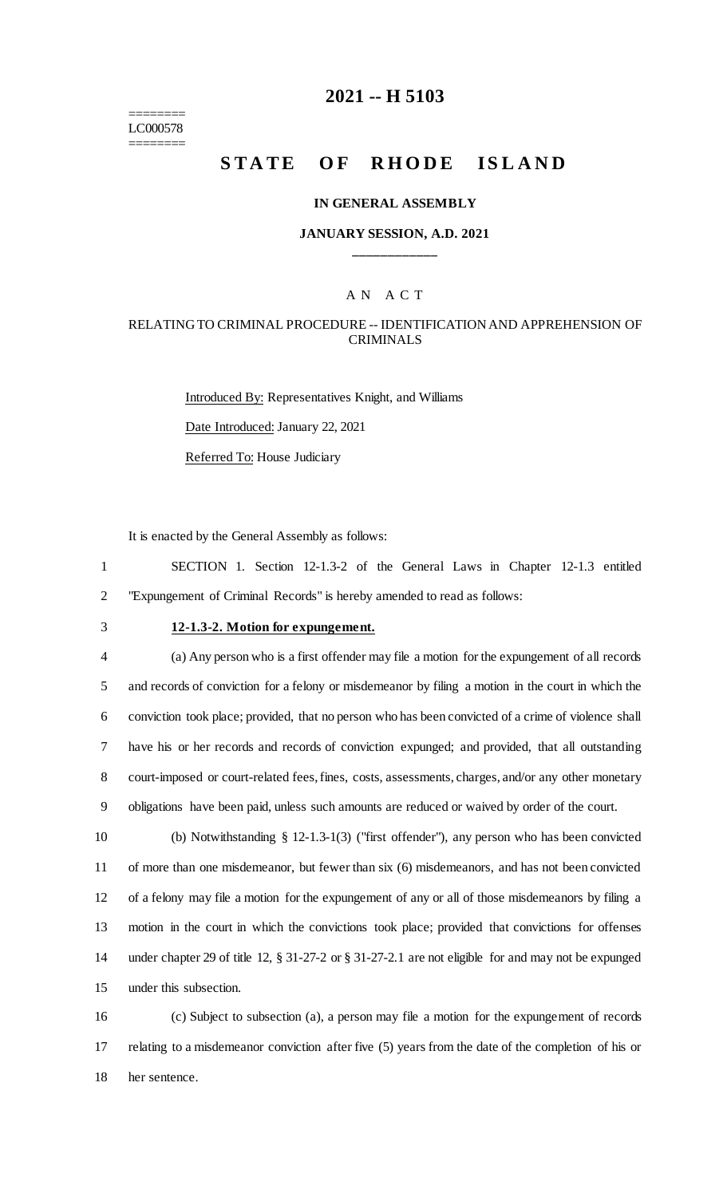========
LC000578
========

# 2021 -- H 5103

# STATE OF RHODE ISLAND

**IN GENERAL ASSEMBLY**

**JANUARY SESSION, A.D. 2021**

\_\_\_\_\_\_\_\_\_\_\_\_

A N A C T

RELATING TO CRIMINAL PROCEDURE -- IDENTIFICATION AND APPREHENSION OF CRIMINALS

Introduced By: Representatives Knight, and Williams

Date Introduced: January 22, 2021

Referred To: House Judiciary

It is enacted by the General Assembly as follows:

1 SECTION 1. Section 12-1.3-2 of the General Laws in Chapter 12-1.3 entitled
2 "Expungement of Criminal Records" is hereby amended to read as follows:

3 **12-1.3-2. Motion for expungement.**

4 (a) Any person who is a first offender may file a motion for the expungement of all records
5 and records of conviction for a felony or misdemeanor by filing a motion in the court in which the
6 conviction took place; provided, that no person who has been convicted of a crime of violence shall
7 have his or her records and records of conviction expunged; and provided, that all outstanding
8 court-imposed or court-related fees, fines, costs, assessments, charges, and/or any other monetary
9 obligations have been paid, unless such amounts are reduced or waived by order of the court.

10 (b) Notwithstanding § 12-1.3-1(3) ("first offender"), any person who has been convicted
11 of more than one misdemeanor, but fewer than six (6) misdemeanors, and has not been convicted
12 of a felony may file a motion for the expungement of any or all of those misdemeanors by filing a
13 motion in the court in which the convictions took place; provided that convictions for offenses
14 under chapter 29 of title 12, § 31-27-2 or § 31-27-2.1 are not eligible for and may not be expunged
15 under this subsection.

16 (c) Subject to subsection (a), a person may file a motion for the expungement of records
17 relating to a misdemeanor conviction after five (5) years from the date of the completion of his or
18 her sentence.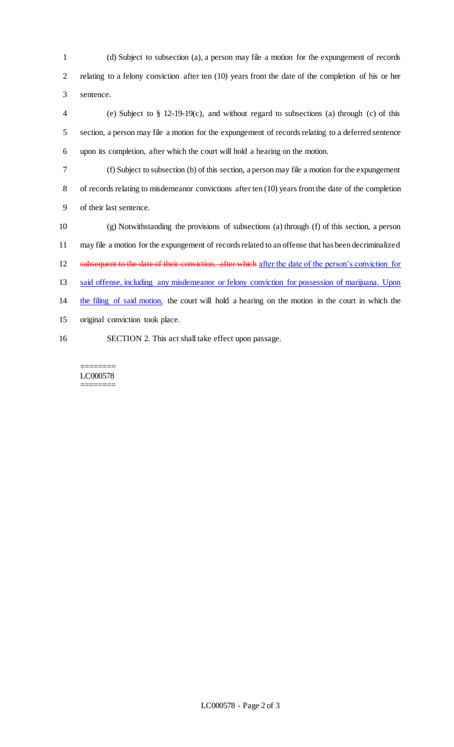(d) Subject to subsection (a), a person may file a motion for the expungement of records relating to a felony conviction after ten (10) years from the date of the completion of his or her sentence.

(e) Subject to § 12-19-19(c), and without regard to subsections (a) through (c) of this section, a person may file a motion for the expungement of records relating to a deferred sentence upon its completion, after which the court will hold a hearing on the motion.

(f) Subject to subsection (b) of this section, a person may file a motion for the expungement of records relating to misdemeanor convictions after ten (10) years from the date of the completion of their last sentence.

(g) Notwithstanding the provisions of subsections (a) through (f) of this section, a person may file a motion for the expungement of records related to an offense that has been decriminalized ~~subsequent to the date of their conviction, after which~~ after the date of the person's conviction for said offense, including any misdemeanor or felony conviction for possession of marijuana. Upon the filing of said motion, the court will hold a hearing on the motion in the court in which the original conviction took place.

SECTION 2. This act shall take effect upon passage.

========
LC000578
========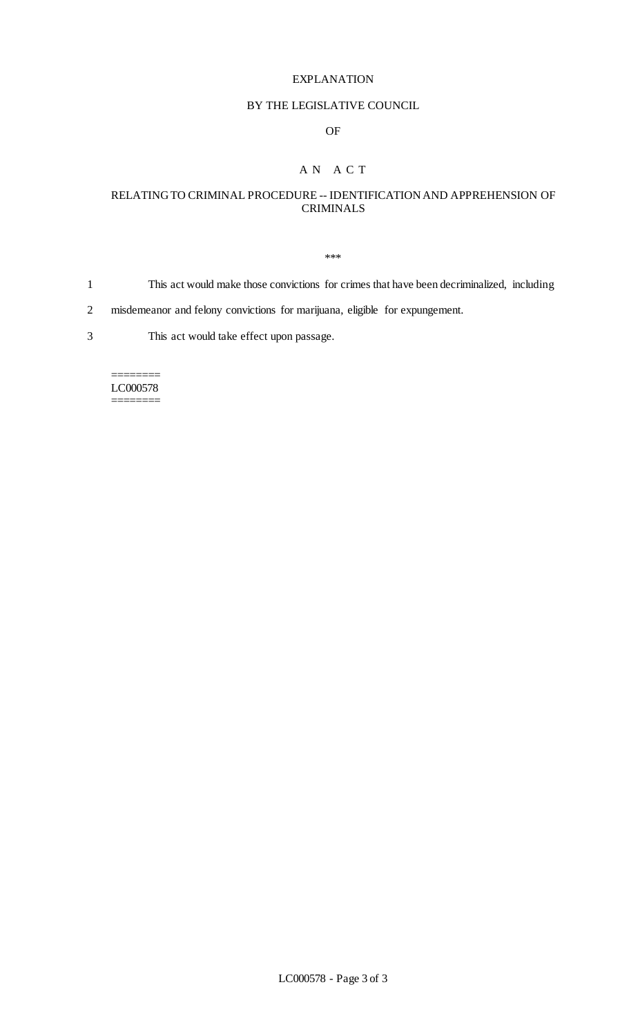EXPLANATION

BY THE LEGISLATIVE COUNCIL

OF

A N   A C T

RELATING TO CRIMINAL PROCEDURE -- IDENTIFICATION AND APPREHENSION OF CRIMINALS

***

This act would make those convictions for crimes that have been decriminalized, including misdemeanor and felony convictions for marijuana, eligible for expungement.

This act would take effect upon passage.

========
LC000578
========